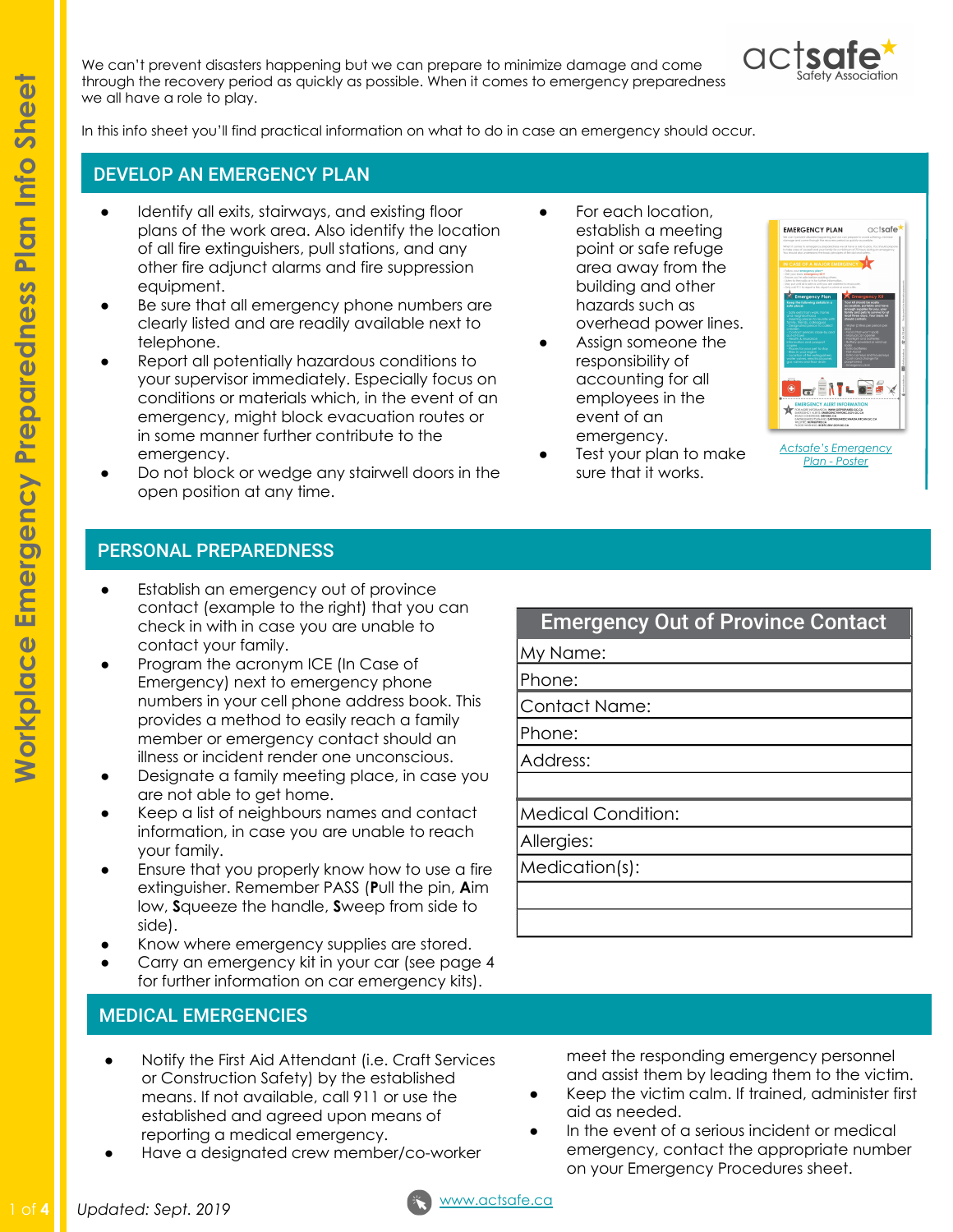# Workplace Emergency Preparedness Plan Info Sheet

We can't prevent disasters happening but we can prepare to minimize damage and come through the recovery period as quickly as possible. When it comes to emergency preparedness we all have a role to play.

In this info sheet you'll find practical information on what to do in case an emergency should occur.

## DEVELOP AN EMERGENCY PLAN

- Identify all exits, stairways, and existing floor plans of the work area. Also identify the location of all fire extinguishers, pull stations, and any other fire adjunct alarms and fire suppression equipment.
- Be sure that all emergency phone numbers are clearly listed and are readily available next to telephone.
- Report all potentially hazardous conditions to your supervisor immediately. Especially focus on conditions or materials which, in the event of an emergency, might block evacuation routes or in some manner further contribute to the emergency.
- Do not block or wedge any stairwell doors in the open position at any time.
- For each location, establish a meeting point or safe refuge area away from the building and other hazards such as overhead power lines.
- Assign someone the responsibility of accounting for all employees in the event of an emergency.
- Test your plan to make sure that it works.

*Actsafe's Emergency Plan - Poster*

## PERSONAL PREPAREDNESS

- Establish an emergency out of province contact (example to the right) that you can check in with in case you are unable to contact your family.
- Program the acronym ICE (In Case of Emergency) next to emergency phone numbers in your cell phone address book. This provides a method to easily reach a family member or emergency contact should an illness or incident render one unconscious.
- Designate a family meeting place, in case you are not able to get home.
- Keep a list of neighbours names and contact information, in case you are unable to reach your family.
- Ensure that you properly know how to use a fire extinguisher. Remember PASS (**P**ull the pin, **A**im low, **S**queeze the handle, **S**weep from side to side).
- Know where emergency supplies are stored.
- Carry an emergency kit in your car (see page 4 for further information on car emergency kits).

| Emergency Out of Province Contact |
|---|
| My Name: |
| Phone: |
| Contact Name: |
| Phone: |
| Address: |
| |
| Medical Condition: |
| Allergies: |
| Medication(s): |
| |
| |

## MEDICAL EMERGENCIES

- Notify the First Aid Attendant (i.e. Craft Services or Construction Safety) by the established means. If not available, call 911 or use the established and agreed upon means of reporting a medical emergency.
- Have a designated crew member/co-worker meet the responding emergency personnel and assist them by leading them to the victim.
- Keep the victim calm. If trained, administer first aid as needed.
- In the event of a serious incident or medical emergency, contact the appropriate number on your Emergency Procedures sheet.

*Updated: Sept. 2019*

www.actsafe.ca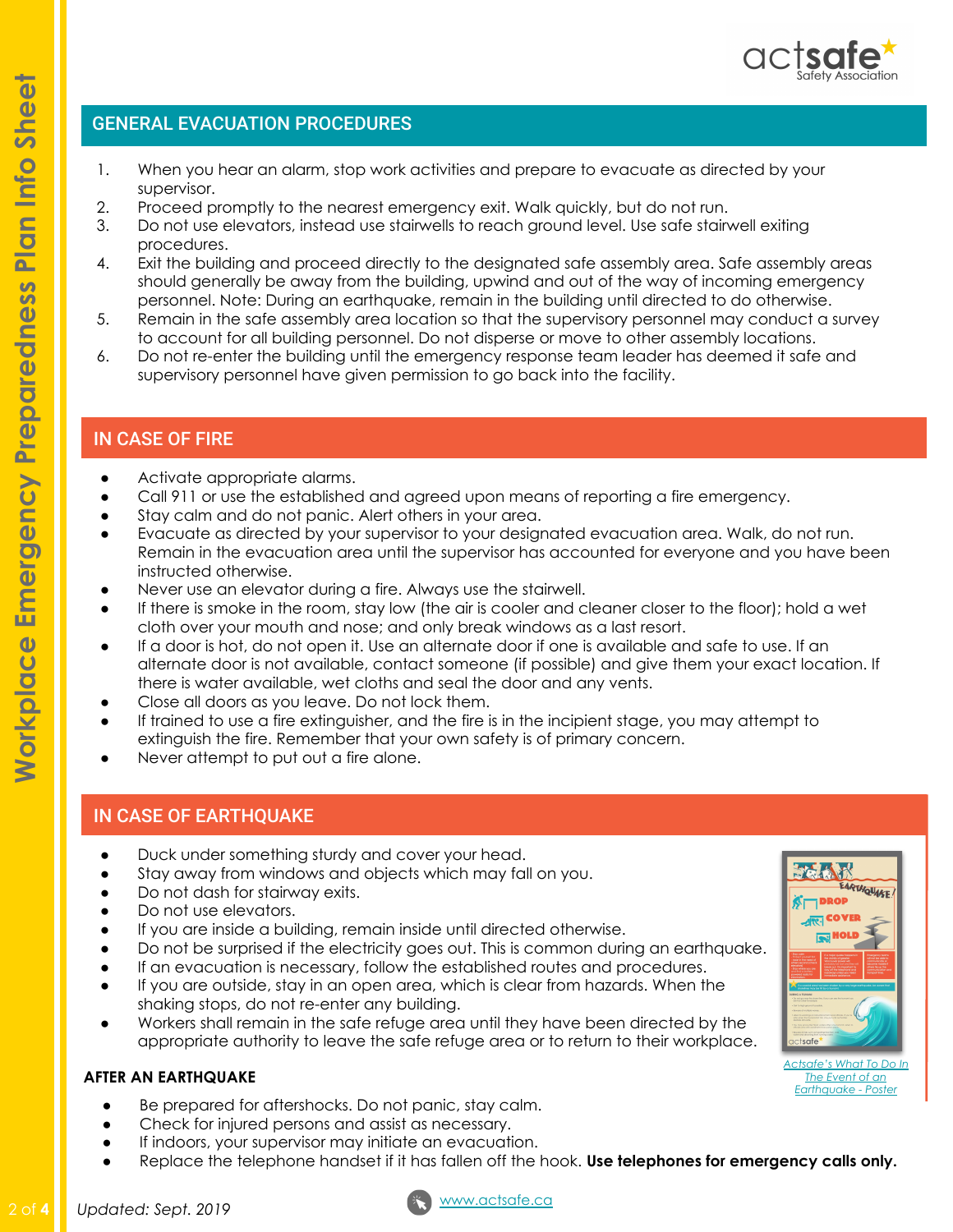## GENERAL EVACUATION PROCEDURES

1. When you hear an alarm, stop work activities and prepare to evacuate as directed by your supervisor.
2. Proceed promptly to the nearest emergency exit. Walk quickly, but do not run.
3. Do not use elevators, instead use stairwells to reach ground level. Use safe stairwell exiting procedures.
4. Exit the building and proceed directly to the designated safe assembly area. Safe assembly areas should generally be away from the building, upwind and out of the way of incoming emergency personnel. Note: During an earthquake, remain in the building until directed to do otherwise.
5. Remain in the safe assembly area location so that the supervisory personnel may conduct a survey to account for all building personnel. Do not disperse or move to other assembly locations.
6. Do not re-enter the building until the emergency response team leader has deemed it safe and supervisory personnel have given permission to go back into the facility.

## IN CASE OF FIRE

- Activate appropriate alarms.
- Call 911 or use the established and agreed upon means of reporting a fire emergency.
- Stay calm and do not panic. Alert others in your area.
- Evacuate as directed by your supervisor to your designated evacuation area. Walk, do not run. Remain in the evacuation area until the supervisor has accounted for everyone and you have been instructed otherwise.
- Never use an elevator during a fire. Always use the stairwell.
- If there is smoke in the room, stay low (the air is cooler and cleaner closer to the floor); hold a wet cloth over your mouth and nose; and only break windows as a last resort.
- If a door is hot, do not open it. Use an alternate door if one is available and safe to use. If an alternate door is not available, contact someone (if possible) and give them your exact location. If there is water available, wet cloths and seal the door and any vents.
- Close all doors as you leave. Do not lock them.
- If trained to use a fire extinguisher, and the fire is in the incipient stage, you may attempt to extinguish the fire. Remember that your own safety is of primary concern.
- Never attempt to put out a fire alone.

## IN CASE OF EARTHQUAKE

- Duck under something sturdy and cover your head.
- Stay away from windows and objects which may fall on you.
- Do not dash for stairway exits.
- Do not use elevators.
- If you are inside a building, remain inside until directed otherwise.
- Do not be surprised if the electricity goes out. This is common during an earthquake.
- If an evacuation is necessary, follow the established routes and procedures.
- If you are outside, stay in an open area, which is clear from hazards. When the shaking stops, do not re-enter any building.
- Workers shall remain in the safe refuge area until they have been directed by the appropriate authority to leave the safe refuge area or to return to their workplace.

*Actsafe's What To Do In The Event of an Earthquake - Poster*

### AFTER AN EARTHQUAKE

- Be prepared for aftershocks. Do not panic, stay calm.
- Check for injured persons and assist as necessary.
- If indoors, your supervisor may initiate an evacuation.
- Replace the telephone handset if it has fallen off the hook. **Use telephones for emergency calls only.**

*Updated: Sept. 2019*

www.actsafe.ca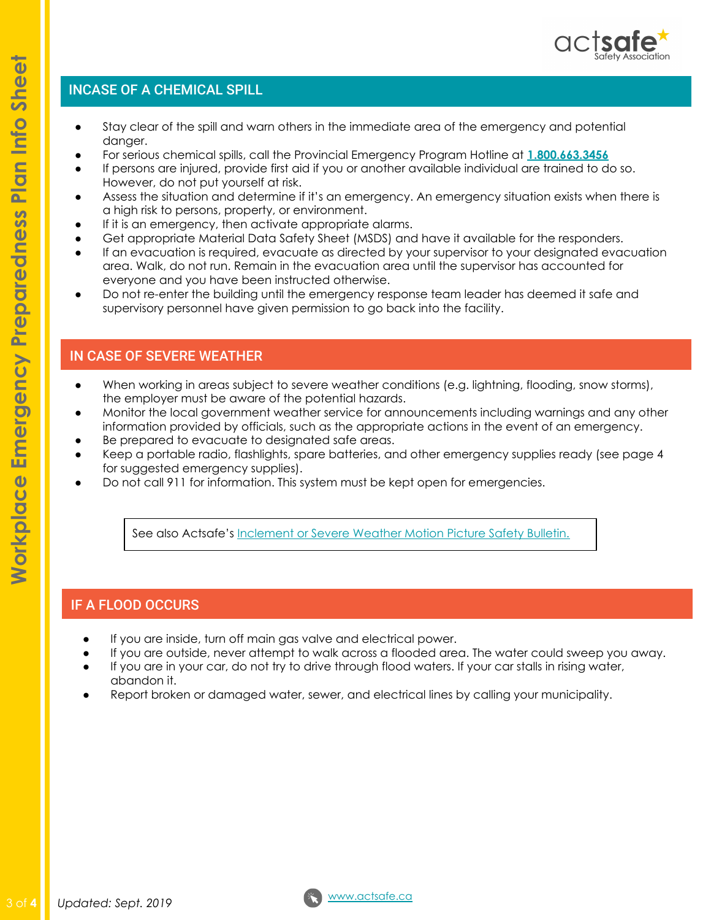## INCASE OF A CHEMICAL SPILL

- Stay clear of the spill and warn others in the immediate area of the emergency and potential danger.
- For serious chemical spills, call the Provincial Emergency Program Hotline at **1.800.663.3456**
- If persons are injured, provide first aid if you or another available individual are trained to do so. However, do not put yourself at risk.
- Assess the situation and determine if it's an emergency. An emergency situation exists when there is a high risk to persons, property, or environment.
- If it is an emergency, then activate appropriate alarms.
- Get appropriate Material Data Safety Sheet (MSDS) and have it available for the responders.
- If an evacuation is required, evacuate as directed by your supervisor to your designated evacuation area. Walk, do not run. Remain in the evacuation area until the supervisor has accounted for everyone and you have been instructed otherwise.
- Do not re-enter the building until the emergency response team leader has deemed it safe and supervisory personnel have given permission to go back into the facility.

## IN CASE OF SEVERE WEATHER

- When working in areas subject to severe weather conditions (e.g. lightning, flooding, snow storms), the employer must be aware of the potential hazards.
- Monitor the local government weather service for announcements including warnings and any other information provided by officials, such as the appropriate actions in the event of an emergency.
- Be prepared to evacuate to designated safe areas.
- Keep a portable radio, flashlights, spare batteries, and other emergency supplies ready (see page 4 for suggested emergency supplies).
- Do not call 911 for information. This system must be kept open for emergencies.

See also Actsafe's Inclement or Severe Weather Motion Picture Safety Bulletin.

## IF A FLOOD OCCURS

- If you are inside, turn off main gas valve and electrical power.
- If you are outside, never attempt to walk across a flooded area. The water could sweep you away.
- If you are in your car, do not try to drive through flood waters. If your car stalls in rising water, abandon it.
- Report broken or damaged water, sewer, and electrical lines by calling your municipality.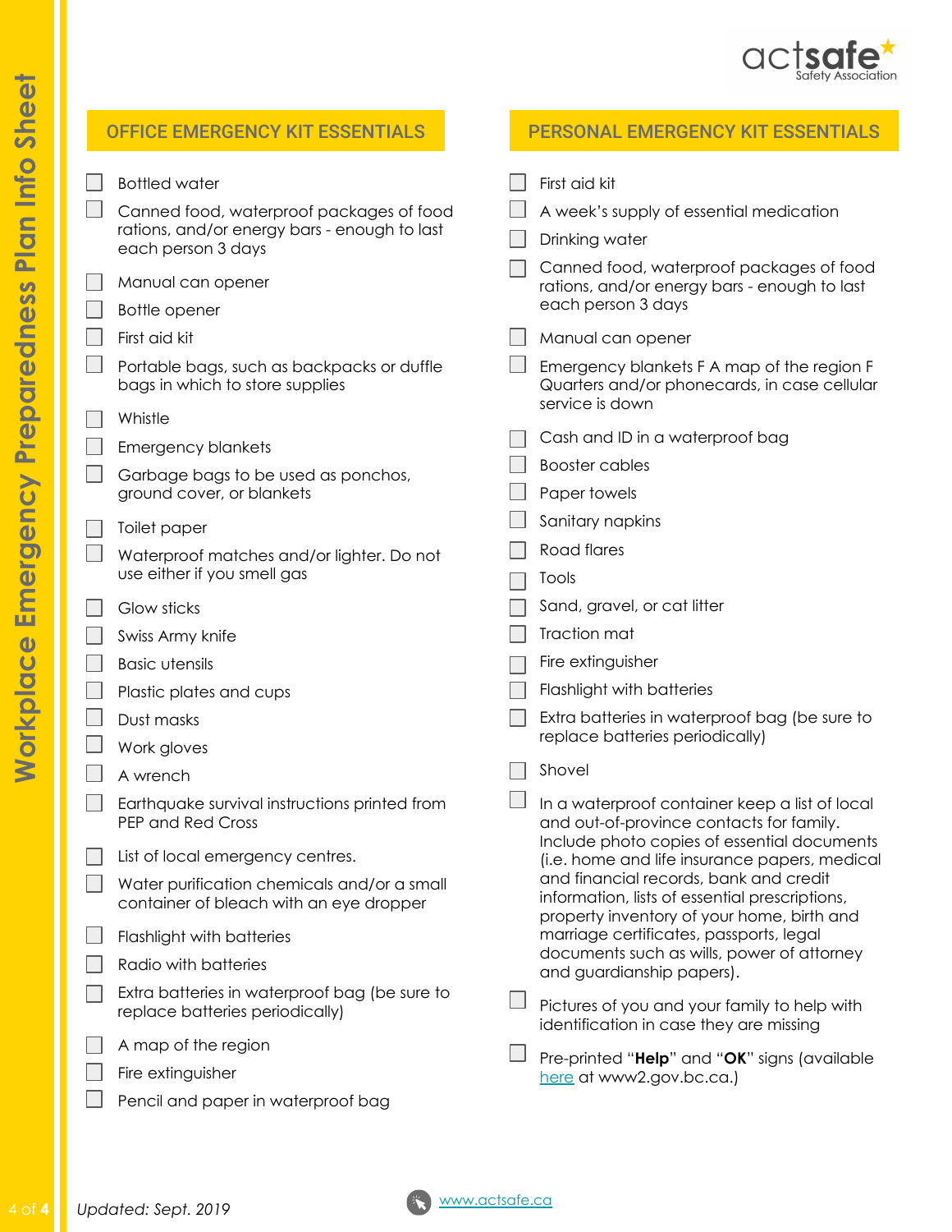## OFFICE EMERGENCY KIT ESSENTIALS

- [ ] Bottled water
- [ ] Canned food, waterproof packages of food rations, and/or energy bars - enough to last each person 3 days
- [ ] Manual can opener
- [ ] Bottle opener
- [ ] First aid kit
- [ ] Portable bags, such as backpacks or duffle bags in which to store supplies
- [ ] Whistle
- [ ] Emergency blankets
- [ ] Garbage bags to be used as ponchos, ground cover, or blankets
- [ ] Toilet paper
- [ ] Waterproof matches and/or lighter. Do not use either if you smell gas
- [ ] Glow sticks
- [ ] Swiss Army knife
- [ ] Basic utensils
- [ ] Plastic plates and cups
- [ ] Dust masks
- [ ] Work gloves
- [ ] A wrench
- [ ] Earthquake survival instructions printed from PEP and Red Cross
- [ ] List of local emergency centres.
- [ ] Water purification chemicals and/or a small container of bleach with an eye dropper
- [ ] Flashlight with batteries
- [ ] Radio with batteries
- [ ] Extra batteries in waterproof bag (be sure to replace batteries periodically)
- [ ] A map of the region
- [ ] Fire extinguisher
- [ ] Pencil and paper in waterproof bag

## PERSONAL EMERGENCY KIT ESSENTIALS

- [ ] First aid kit
- [ ] A week's supply of essential medication
- [ ] Drinking water
- [ ] Canned food, waterproof packages of food rations, and/or energy bars - enough to last each person 3 days
- [ ] Manual can opener
- [ ] Emergency blankets F A map of the region F Quarters and/or phonecards, in case cellular service is down
- [ ] Cash and ID in a waterproof bag
- [ ] Booster cables
- [ ] Paper towels
- [ ] Sanitary napkins
- [ ] Road flares
- [ ] Tools
- [ ] Sand, gravel, or cat litter
- [ ] Traction mat
- [ ] Fire extinguisher
- [ ] Flashlight with batteries
- [ ] Extra batteries in waterproof bag (be sure to replace batteries periodically)
- [ ] Shovel
- [ ] In a waterproof container keep a list of local and out-of-province contacts for family. Include photo copies of essential documents (i.e. home and life insurance papers, medical and financial records, bank and credit information, lists of essential prescriptions, property inventory of your home, birth and marriage certificates, passports, legal documents such as wills, power of attorney and guardianship papers).
- [ ] Pictures of you and your family to help with identification in case they are missing
- [ ] Pre-printed "**Help**" and "**OK**" signs (available here at www2.gov.bc.ca.)

*Updated: Sept. 2019*

www.actsafe.ca